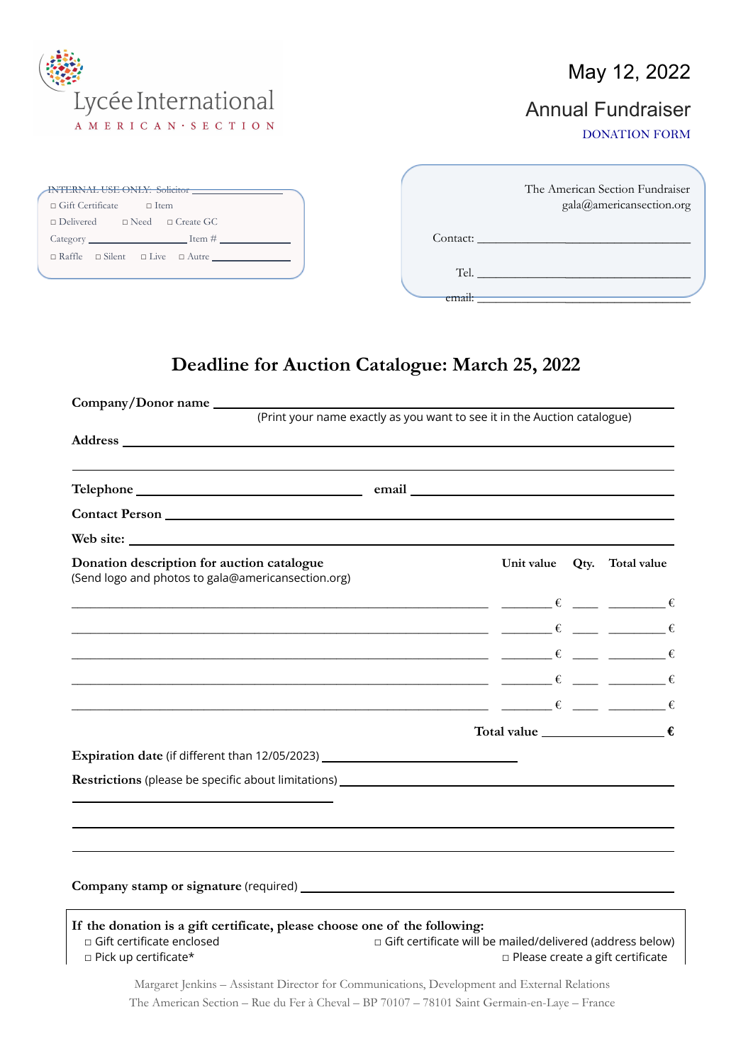Lycée International
AMERICAN · SECTION

May 12, 2022

# Annual Fundraiser

DONATION FORM

INTERNAL USE ONLY: Solicitor ________________

□ Gift Certificate □ Item

□ Delivered □ Need □ Create GC

Category ________________ Item # ____________

□ Raffle □ Silent □ Live □ Autre ____________

The American Section Fundraiser
gala@americansection.org

Contact: ________________________________

Tel. ________________________________

email: ________________________________

## Deadline for Auction Catalogue: March 25, 2022

**Company/Donor name** ________________________________________________
(Print your name exactly as you want to see it in the Auction catalogue)

**Address** ________________________________________________

________________________________________________

**Telephone** ________________________ **email** ________________________

**Contact Person** ________________________________________________

**Web site:** ________________________________________________

| **Donation description for auction catalogue** (Send logo and photos to gala@americansection.org) | **Unit value** | **Qty.** | **Total value** |
|---|---|---|---|
| ________________________________ | ______ € | ____ | ______ € |
| ________________________________ | ______ € | ____ | ______ € |
| ________________________________ | ______ € | ____ | ______ € |
| ________________________________ | ______ € | ____ | ______ € |
| ________________________________ | ______ € | ____ | ______ € |
| | **Total value** | | ______ **€** |

**Expiration date** (if different than 12/05/2023) ________________________

**Restrictions** (please be specific about limitations) ________________________________

________________________________

________________________________________________

________________________________________________

**Company stamp or signature** (required) ________________________________

**If the donation is a gift certificate, please choose one of the following:**

□ Gift certificate enclosed

□ Gift certificate will be mailed/delivered (address below)

□ Pick up certificate*

□ Please create a gift certificate

Margaret Jenkins – Assistant Director for Communications, Development and External Relations
The American Section – Rue du Fer à Cheval – BP 70107 – 78101 Saint Germain-en-Laye – France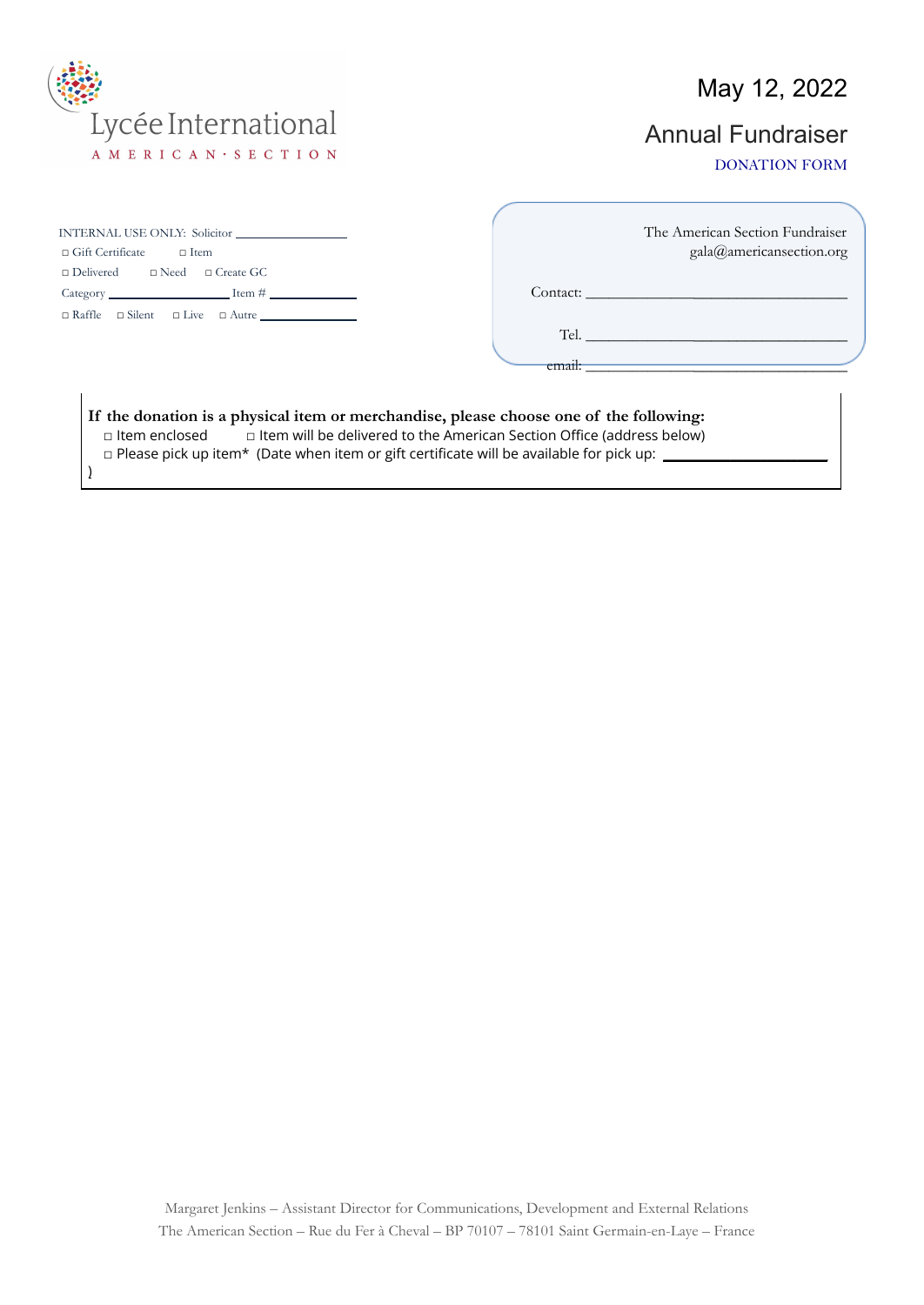Lycée International
AMERICAN · SECTION

May 12, 2022

# Annual Fundraiser

DONATION FORM

INTERNAL USE ONLY: Solicitor ________________

□ Gift Certificate □ Item

□ Delivered □ Need □ Create GC

Category ________________ Item # ____________

□ Raffle □ Silent □ Live □ Autre ______________

The American Section Fundraiser
gala@americansection.org

Contact: ______________________________________

Tel. ______________________________________

email: ______________________________________

**If the donation is a physical item or merchandise, please choose one of the following:**

□ Item enclosed □ Item will be delivered to the American Section Office (address below)

□ Please pick up item* (Date when item or gift certificate will be available for pick up: ______________________ )

Margaret Jenkins – Assistant Director for Communications, Development and External Relations
The American Section – Rue du Fer à Cheval – BP 70107 – 78101 Saint Germain-en-Laye – France